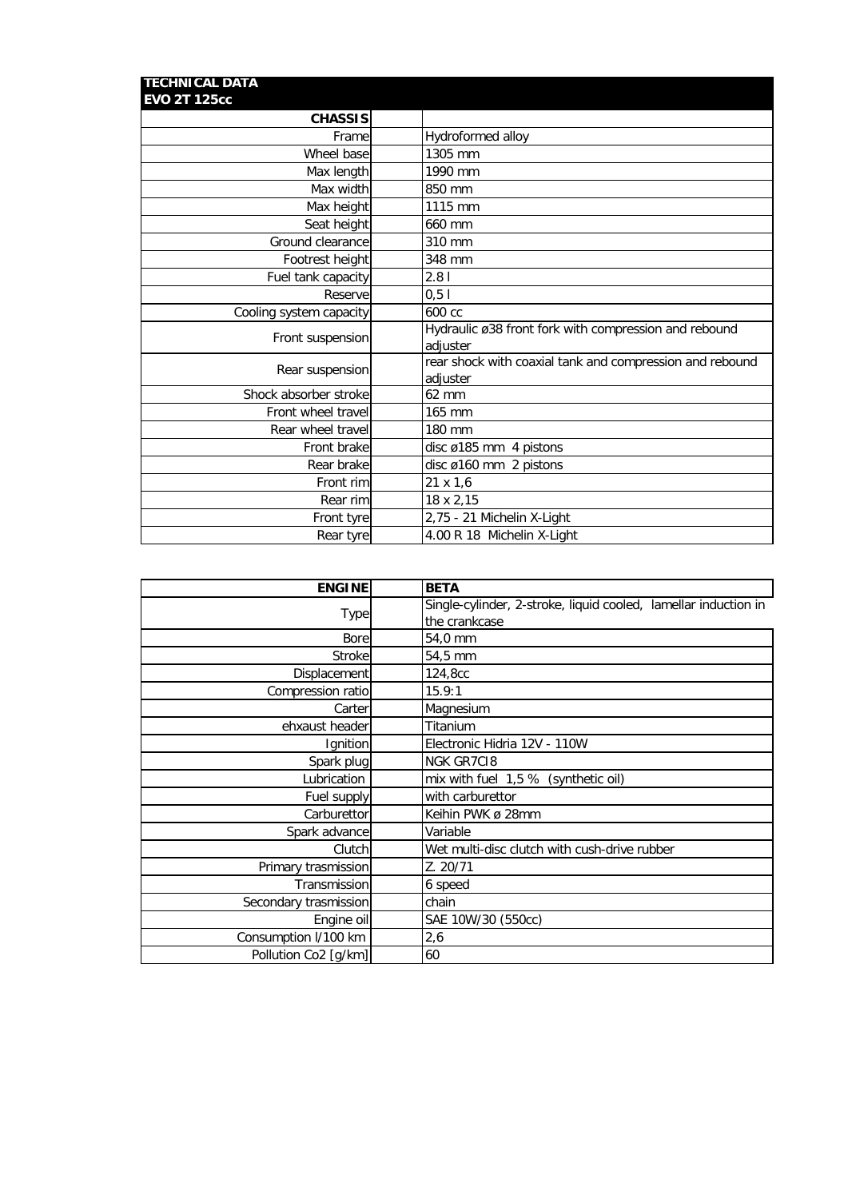**TECHNICAL DATA**
**EVO 2T 125cc**

| **CHASSIS** | |
|---|---|
| Frame | Hydroformed alloy |
| Wheel base | 1305 mm |
| Max length | 1990 mm |
| Max width | 850 mm |
| Max height | 1115 mm |
| Seat height | 660 mm |
| Ground clearance | 310 mm |
| Footrest height | 348 mm |
| Fuel tank capacity | 2.8 l |
| Reserve | 0,5 l |
| Cooling system capacity | 600 cc |
| Front suspension | Hydraulic ø38 front fork with compression and rebound adjuster |
| Rear suspension | rear shock with coaxial tank and compression and rebound adjuster |
| Shock absorber stroke | 62 mm |
| Front wheel travel | 165 mm |
| Rear wheel travel | 180 mm |
| Front brake | disc ø185 mm 4 pistons |
| Rear brake | disc ø160 mm 2 pistons |
| Front rim | 21 x 1,6 |
| Rear rim | 18 x 2,15 |
| Front tyre | 2,75 - 21 Michelin X-Light |
| Rear tyre | 4.00 R 18 Michelin X-Light |

| **ENGINE** | **BETA** |
|---|---|
| Type | Single-cylinder, 2-stroke, liquid cooled, lamellar induction in the crankcase |
| Bore | 54,0 mm |
| Stroke | 54,5 mm |
| Displacement | 124,8cc |
| Compression ratio | 15.9:1 |
| Carter | Magnesium |
| ehxaust header | Titanium |
| Ignition | Electronic Hidria 12V - 110W |
| Spark plug | NGK GR7CI8 |
| Lubrication | mix with fuel 1,5 % (synthetic oil) |
| Fuel supply | with carburettor |
| Carburettor | Keihin PWK ø 28mm |
| Spark advance | Variable |
| Clutch | Wet multi-disc clutch with cush-drive rubber |
| Primary trasmission | Z. 20/71 |
| Transmission | 6 speed |
| Secondary trasmission | chain |
| Engine oil | SAE 10W/30 (550cc) |
| Consumption l/100 km | 2,6 |
| Pollution Co2 [g/km] | 60 |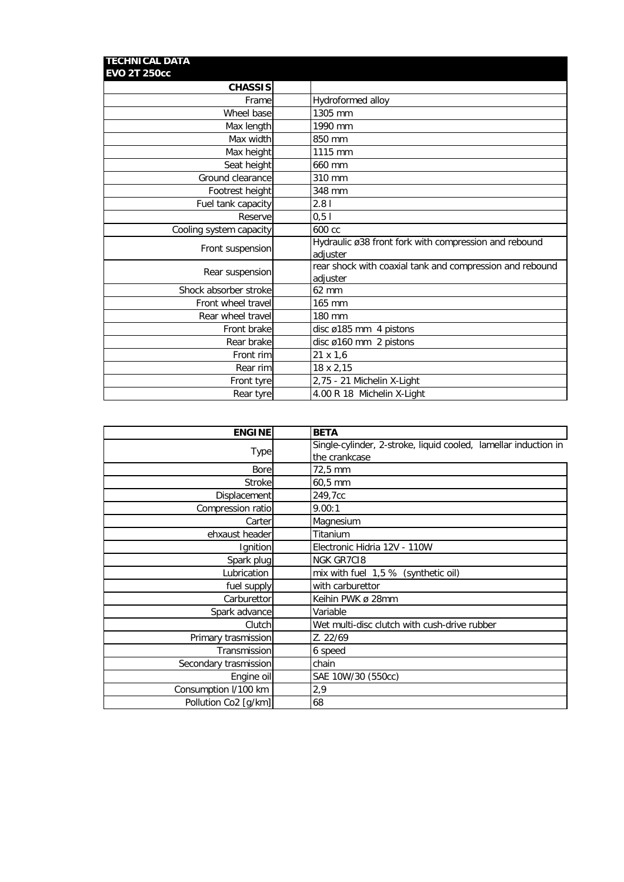## TECHNICAL DATA
## EVO 2T 250cc

| CHASSIS | |
|---|---|
| Frame | Hydroformed alloy |
| Wheel base | 1305 mm |
| Max length | 1990 mm |
| Max width | 850 mm |
| Max height | 1115 mm |
| Seat height | 660 mm |
| Ground clearance | 310 mm |
| Footrest height | 348 mm |
| Fuel tank capacity | 2.8 l |
| Reserve | 0,5 l |
| Cooling system capacity | 600 cc |
| Front suspension | Hydraulic ø38 front fork with compression and rebound adjuster |
| Rear suspension | rear shock with coaxial tank and compression and rebound adjuster |
| Shock absorber stroke | 62 mm |
| Front wheel travel | 165 mm |
| Rear wheel travel | 180 mm |
| Front brake | disc ø185 mm 4 pistons |
| Rear brake | disc ø160 mm 2 pistons |
| Front rim | 21 x 1,6 |
| Rear rim | 18 x 2,15 |
| Front tyre | 2,75 - 21 Michelin X-Light |
| Rear tyre | 4.00 R 18 Michelin X-Light |

| ENGINE | BETA |
|---|---|
| Type | Single-cylinder, 2-stroke, liquid cooled, lamellar induction in the crankcase |
| Bore | 72,5 mm |
| Stroke | 60,5 mm |
| Displacement | 249,7cc |
| Compression ratio | 9.00:1 |
| Carter | Magnesium |
| ehxaust header | Titanium |
| Ignition | Electronic Hidria 12V - 110W |
| Spark plug | NGK GR7CI8 |
| Lubrication | mix with fuel 1,5 % (synthetic oil) |
| fuel supply | with carburettor |
| Carburettor | Keihin PWK ø 28mm |
| Spark advance | Variable |
| Clutch | Wet multi-disc clutch with cush-drive rubber |
| Primary trasmission | Z. 22/69 |
| Transmission | 6 speed |
| Secondary trasmission | chain |
| Engine oil | SAE 10W/30 (550cc) |
| Consumption l/100 km | 2,9 |
| Pollution $CO_2$ [g/km] | 68 |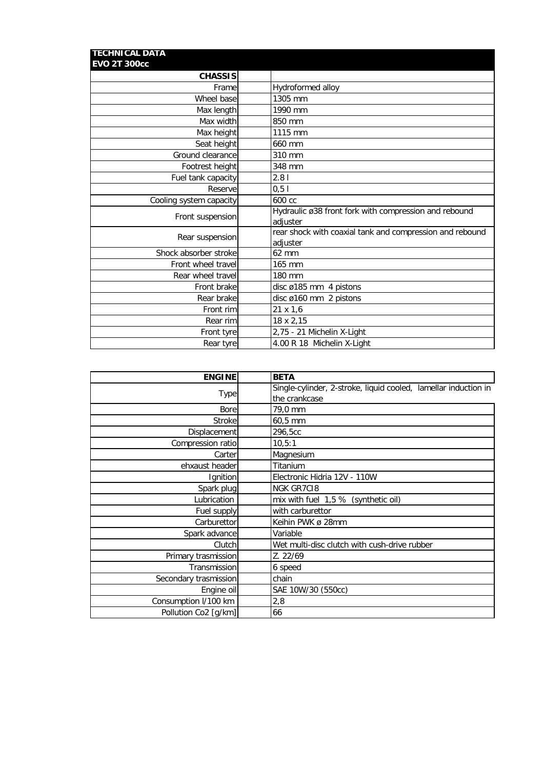**TECHNICAL DATA**
**EVO 2T 300cc**

| **CHASSIS** | |
|---:|---|
| Frame | Hydroformed alloy |
| Wheel base | 1305 mm |
| Max length | 1990 mm |
| Max width | 850 mm |
| Max height | 1115 mm |
| Seat height | 660 mm |
| Ground clearance | 310 mm |
| Footrest height | 348 mm |
| Fuel tank capacity | 2.8 l |
| Reserve | 0,5 l |
| Cooling system capacity | 600 cc |
| Front suspension | Hydraulic ø38 front fork with compression and rebound adjuster |
| Rear suspension | rear shock with coaxial tank and compression and rebound adjuster |
| Shock absorber stroke | 62 mm |
| Front wheel travel | 165 mm |
| Rear wheel travel | 180 mm |
| Front brake | disc ø185 mm 4 pistons |
| Rear brake | disc ø160 mm 2 pistons |
| Front rim | 21 x 1,6 |
| Rear rim | 18 x 2,15 |
| Front tyre | 2,75 - 21 Michelin X-Light |
| Rear tyre | 4.00 R 18 Michelin X-Light |

| **ENGINE** | **BETA** |
|---:|---|
| Type | Single-cylinder, 2-stroke, liquid cooled, lamellar induction in the crankcase |
| Bore | 79,0 mm |
| Stroke | 60,5 mm |
| Displacement | 296,5cc |
| Compression ratio | 10,5:1 |
| Carter | Magnesium |
| ehxaust header | Titanium |
| Ignition | Electronic Hidria 12V - 110W |
| Spark plug | NGK GR7CI8 |
| Lubrication | mix with fuel 1,5 % (synthetic oil) |
| Fuel supply | with carburettor |
| Carburettor | Keihin PWK ø 28mm |
| Spark advance | Variable |
| Clutch | Wet multi-disc clutch with cush-drive rubber |
| Primary trasmission | Z. 22/69 |
| Transmission | 6 speed |
| Secondary trasmission | chain |
| Engine oil | SAE 10W/30 (550cc) |
| Consumption l/100 km | 2,8 |
| Pollution $CO_2$ [g/km] | 66 |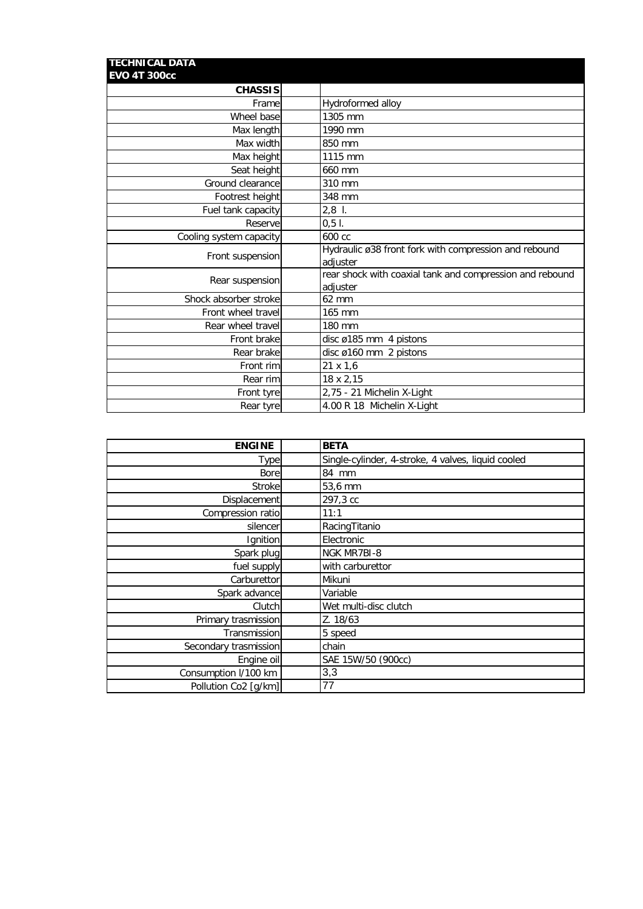## TECHNICAL DATA
## EVO 4T 300cc

| CHASSIS | |
|---|---|
| Frame | Hydroformed alloy |
| Wheel base | 1305 mm |
| Max length | 1990 mm |
| Max width | 850 mm |
| Max height | 1115 mm |
| Seat height | 660 mm |
| Ground clearance | 310 mm |
| Footrest height | 348 mm |
| Fuel tank capacity | 2,8 l. |
| Reserve | 0,5 l. |
| Cooling system capacity | 600 cc |
| Front suspension | Hydraulic ø38 front fork with compression and rebound adjuster |
| Rear suspension | rear shock with coaxial tank and compression and rebound adjuster |
| Shock absorber stroke | 62 mm |
| Front wheel travel | 165 mm |
| Rear wheel travel | 180 mm |
| Front brake | disc ø185 mm 4 pistons |
| Rear brake | disc ø160 mm 2 pistons |
| Front rim | 21 x 1,6 |
| Rear rim | 18 x 2,15 |
| Front tyre | 2,75 - 21 Michelin X-Light |
| Rear tyre | 4.00 R 18 Michelin X-Light |

| ENGINE | BETA |
|---|---|
| Type | Single-cylinder, 4-stroke, 4 valves, liquid cooled |
| Bore | 84 mm |
| Stroke | 53,6 mm |
| Displacement | 297,3 cc |
| Compression ratio | 11:1 |
| silencer | RacingTitanio |
| Ignition | Electronic |
| Spark plug | NGK MR7BI-8 |
| fuel supply | with carburettor |
| Carburettor | Mikuni |
| Spark advance | Variable |
| Clutch | Wet multi-disc clutch |
| Primary trasmission | Z. 18/63 |
| Transmission | 5 speed |
| Secondary trasmission | chain |
| Engine oil | SAE 15W/50 (900cc) |
| Consumption l/100 km | 3,3 |
| Pollution $CO_2$ [g/km] | 77 |